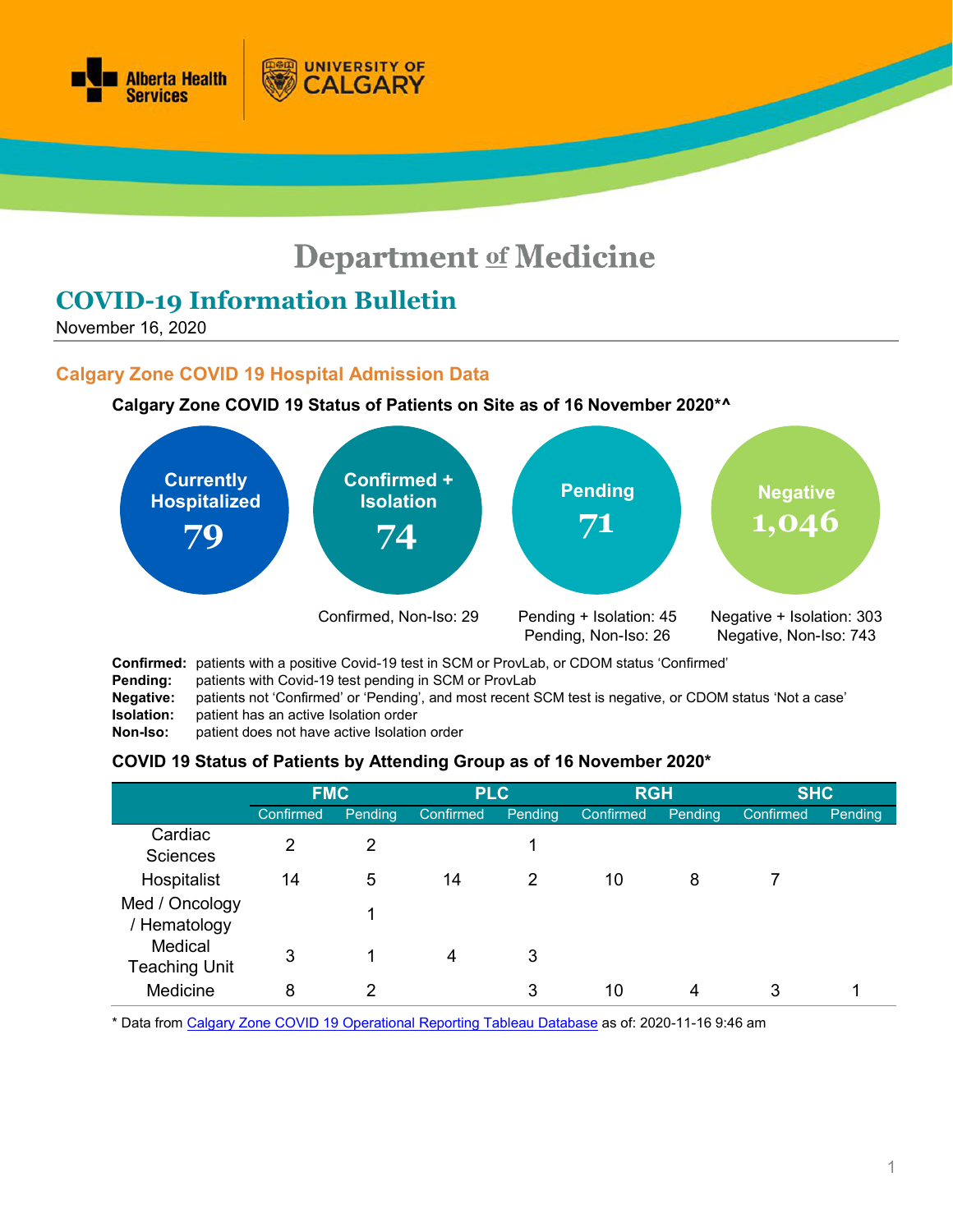# Department of Medicine

## COVID-19 Information Bulletin

November 16, 2020

### Calgary Zone COVID 19 Hospital Admission Data

**Calgary Zone COVID 19 Status of Patients on Site as of 16 November 2020*^**

| Currently Hospitalized | Confirmed + Isolation | Pending | Negative |
|---|---|---|---|
| **79** | **74** | **71** | **1,046** |
| | Confirmed, Non-Iso: 29 | Pending + Isolation: 45<br>Pending, Non-Iso: 26 | Negative + Isolation: 303<br>Negative, Non-Iso: 743 |

**Confirmed:** patients with a positive Covid-19 test in SCM or ProvLab, or CDOM status 'Confirmed'
**Pending:** patients with Covid-19 test pending in SCM or ProvLab
**Negative:** patients not 'Confirmed' or 'Pending', and most recent SCM test is negative, or CDOM status 'Not a case'
**Isolation:** patient has an active Isolation order
**Non-Iso:** patient does not have active Isolation order

**COVID 19 Status of Patients by Attending Group as of 16 November 2020***

| | FMC | | PLC | | RGH | | SHC | |
|---|---|---|---|---|---|---|---|---|
| | Confirmed | Pending | Confirmed | Pending | Confirmed | Pending | Confirmed | Pending |
| Cardiac Sciences | 2 | 2 | | 1 | | | | |
| Hospitalist | 14 | 5 | 14 | 2 | 10 | 8 | 7 | |
| Med / Oncology / Hematology | | 1 | | | | | | |
| Medical Teaching Unit | 3 | 1 | 4 | 3 | | | | |
| Medicine | 8 | 2 | | 3 | 10 | 4 | 3 | 1 |

* Data from Calgary Zone COVID 19 Operational Reporting Tableau Database as of: 2020-11-16 9:46 am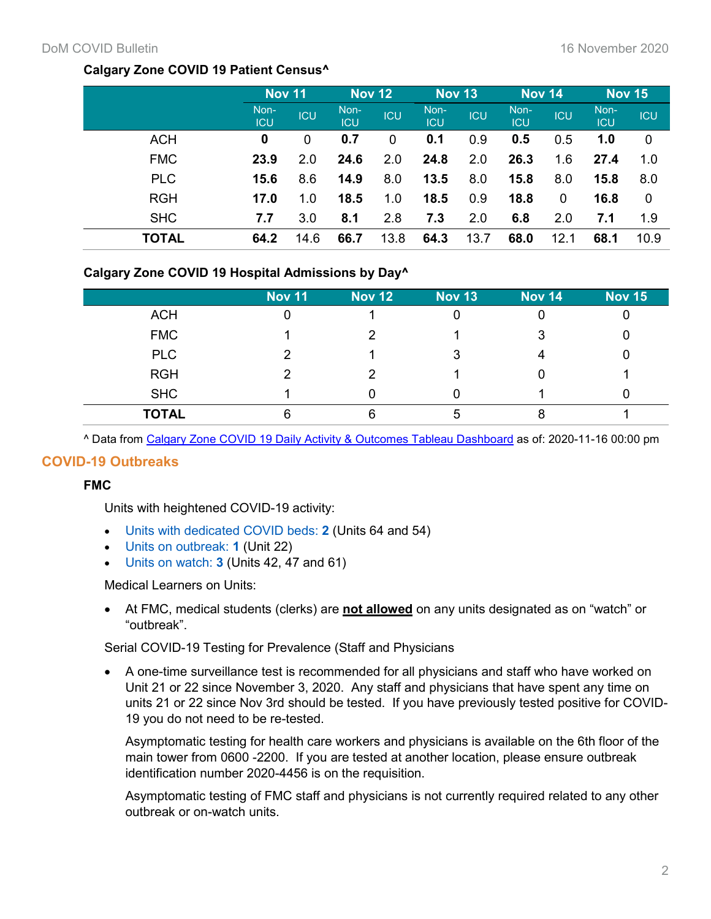**Calgary Zone COVID 19 Patient Census^**

| | Nov 11 | | Nov 12 | | Nov 13 | | Nov 14 | | Nov 15 | |
|---|---|---|---|---|---|---|---|---|---|---|
| | Non-ICU | ICU | Non-ICU | ICU | Non-ICU | ICU | Non-ICU | ICU | Non-ICU | ICU |
| ACH | **0** | 0 | **0.7** | 0 | **0.1** | 0.9 | **0.5** | 0.5 | **1.0** | 0 |
| FMC | **23.9** | 2.0 | **24.6** | 2.0 | **24.8** | 2.0 | **26.3** | 1.6 | **27.4** | 1.0 |
| PLC | **15.6** | 8.6 | **14.9** | 8.0 | **13.5** | 8.0 | **15.8** | 8.0 | **15.8** | 8.0 |
| RGH | **17.0** | 1.0 | **18.5** | 1.0 | **18.5** | 0.9 | **18.8** | 0 | **16.8** | 0 |
| SHC | **7.7** | 3.0 | **8.1** | 2.8 | **7.3** | 2.0 | **6.8** | 2.0 | **7.1** | 1.9 |
| **TOTAL** | **64.2** | 14.6 | **66.7** | 13.8 | **64.3** | 13.7 | **68.0** | 12.1 | **68.1** | 10.9 |

**Calgary Zone COVID 19 Hospital Admissions by Day^**

| | Nov 11 | Nov 12 | Nov 13 | Nov 14 | Nov 15 |
|---|---|---|---|---|---|
| ACH | 0 | 1 | 0 | 0 | 0 |
| FMC | 1 | 2 | 1 | 3 | 0 |
| PLC | 2 | 1 | 3 | 4 | 0 |
| RGH | 2 | 2 | 1 | 0 | 1 |
| SHC | 1 | 0 | 0 | 1 | 0 |
| **TOTAL** | 6 | 6 | 5 | 8 | 1 |

^ Data from Calgary Zone COVID 19 Daily Activity & Outcomes Tableau Dashboard as of: 2020-11-16 00:00 pm

## COVID-19 Outbreaks

**FMC**

Units with heightened COVID-19 activity:

- Units with dedicated COVID beds: **2** (Units 64 and 54)
- Units on outbreak: **1** (Unit 22)
- Units on watch: **3** (Units 42, 47 and 61)

Medical Learners on Units:

- At FMC, medical students (clerks) are **not allowed** on any units designated as on "watch" or "outbreak".

Serial COVID-19 Testing for Prevalence (Staff and Physicians

- A one-time surveillance test is recommended for all physicians and staff who have worked on Unit 21 or 22 since November 3, 2020. Any staff and physicians that have spent any time on units 21 or 22 since Nov 3rd should be tested. If you have previously tested positive for COVID-19 you do not need to be re-tested.

  Asymptomatic testing for health care workers and physicians is available on the 6th floor of the main tower from 0600 -2200. If you are tested at another location, please ensure outbreak identification number 2020-4456 is on the requisition.

  Asymptomatic testing of FMC staff and physicians is not currently required related to any other outbreak or on-watch units.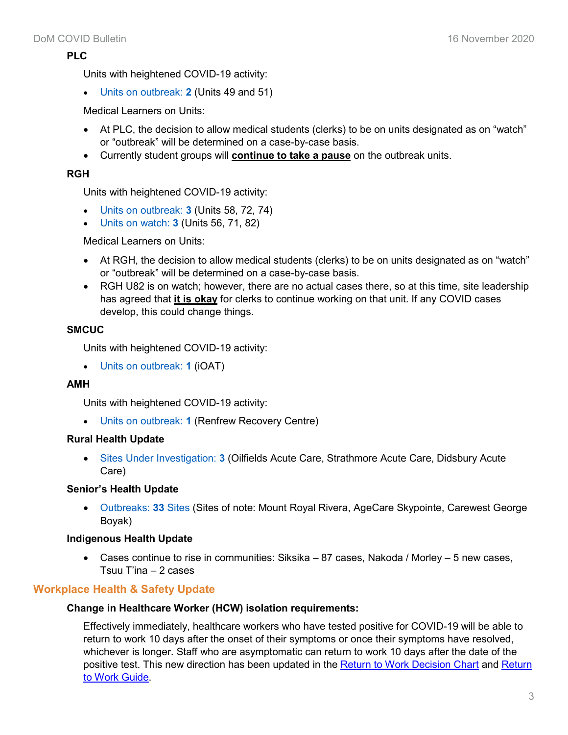**PLC**

Units with heightened COVID-19 activity:

- Units on outbreak: **2** (Units 49 and 51)

Medical Learners on Units:

- At PLC, the decision to allow medical students (clerks) to be on units designated as on "watch" or "outbreak" will be determined on a case-by-case basis.
- Currently student groups will **continue to take a pause** on the outbreak units.

**RGH**

Units with heightened COVID-19 activity:

- Units on outbreak: **3** (Units 58, 72, 74)
- Units on watch: **3** (Units 56, 71, 82)

Medical Learners on Units:

- At RGH, the decision to allow medical students (clerks) to be on units designated as on "watch" or "outbreak" will be determined on a case-by-case basis.
- RGH U82 is on watch; however, there are no actual cases there, so at this time, site leadership has agreed that **it is okay** for clerks to continue working on that unit. If any COVID cases develop, this could change things.

**SMCUC**

Units with heightened COVID-19 activity:

- Units on outbreak: **1** (iOAT)

**AMH**

Units with heightened COVID-19 activity:

- Units on outbreak: **1** (Renfrew Recovery Centre)

**Rural Health Update**

- Sites Under Investigation: **3** (Oilfields Acute Care, Strathmore Acute Care, Didsbury Acute Care)

**Senior's Health Update**

- Outbreaks: **33** Sites (Sites of note: Mount Royal Rivera, AgeCare Skypointe, Carewest George Boyak)

**Indigenous Health Update**

- Cases continue to rise in communities: Siksika – 87 cases, Nakoda / Morley – 5 new cases, Tsuu T'ina – 2 cases

## Workplace Health & Safety Update

**Change in Healthcare Worker (HCW) isolation requirements:**

Effectively immediately, healthcare workers who have tested positive for COVID-19 will be able to return to work 10 days after the onset of their symptoms or once their symptoms have resolved, whichever is longer. Staff who are asymptomatic can return to work 10 days after the date of the positive test. This new direction has been updated in the Return to Work Decision Chart and Return to Work Guide.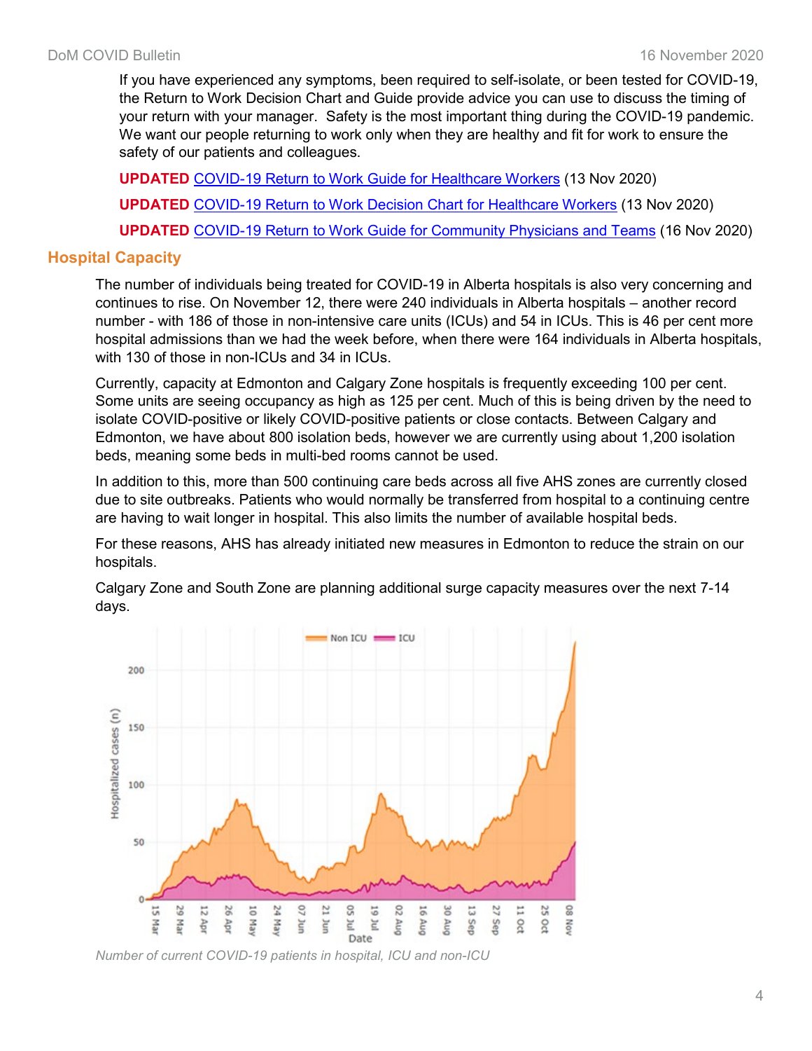If you have experienced any symptoms, been required to self-isolate, or been tested for COVID-19, the Return to Work Decision Chart and Guide provide advice you can use to discuss the timing of your return with your manager. Safety is the most important thing during the COVID-19 pandemic. We want our people returning to work only when they are healthy and fit for work to ensure the safety of our patients and colleagues.

**UPDATED** [COVID-19 Return to Work Guide for Healthcare Workers]() (13 Nov 2020)

**UPDATED** [COVID-19 Return to Work Decision Chart for Healthcare Workers]() (13 Nov 2020)

**UPDATED** [COVID-19 Return to Work Guide for Community Physicians and Teams]() (16 Nov 2020)

## Hospital Capacity

The number of individuals being treated for COVID-19 in Alberta hospitals is also very concerning and continues to rise. On November 12, there were 240 individuals in Alberta hospitals – another record number - with 186 of those in non-intensive care units (ICUs) and 54 in ICUs. This is 46 per cent more hospital admissions than we had the week before, when there were 164 individuals in Alberta hospitals, with 130 of those in non-ICUs and 34 in ICUs.

Currently, capacity at Edmonton and Calgary Zone hospitals is frequently exceeding 100 per cent. Some units are seeing occupancy as high as 125 per cent. Much of this is being driven by the need to isolate COVID-positive or likely COVID-positive patients or close contacts. Between Calgary and Edmonton, we have about 800 isolation beds, however we are currently using about 1,200 isolation beds, meaning some beds in multi-bed rooms cannot be used.

In addition to this, more than 500 continuing care beds across all five AHS zones are currently closed due to site outbreaks. Patients who would normally be transferred from hospital to a continuing centre are having to wait longer in hospital. This also limits the number of available hospital beds.

For these reasons, AHS has already initiated new measures in Edmonton to reduce the strain on our hospitals.

Calgary Zone and South Zone are planning additional surge capacity measures over the next 7-14 days.

*Number of current COVID-19 patients in hospital, ICU and non-ICU*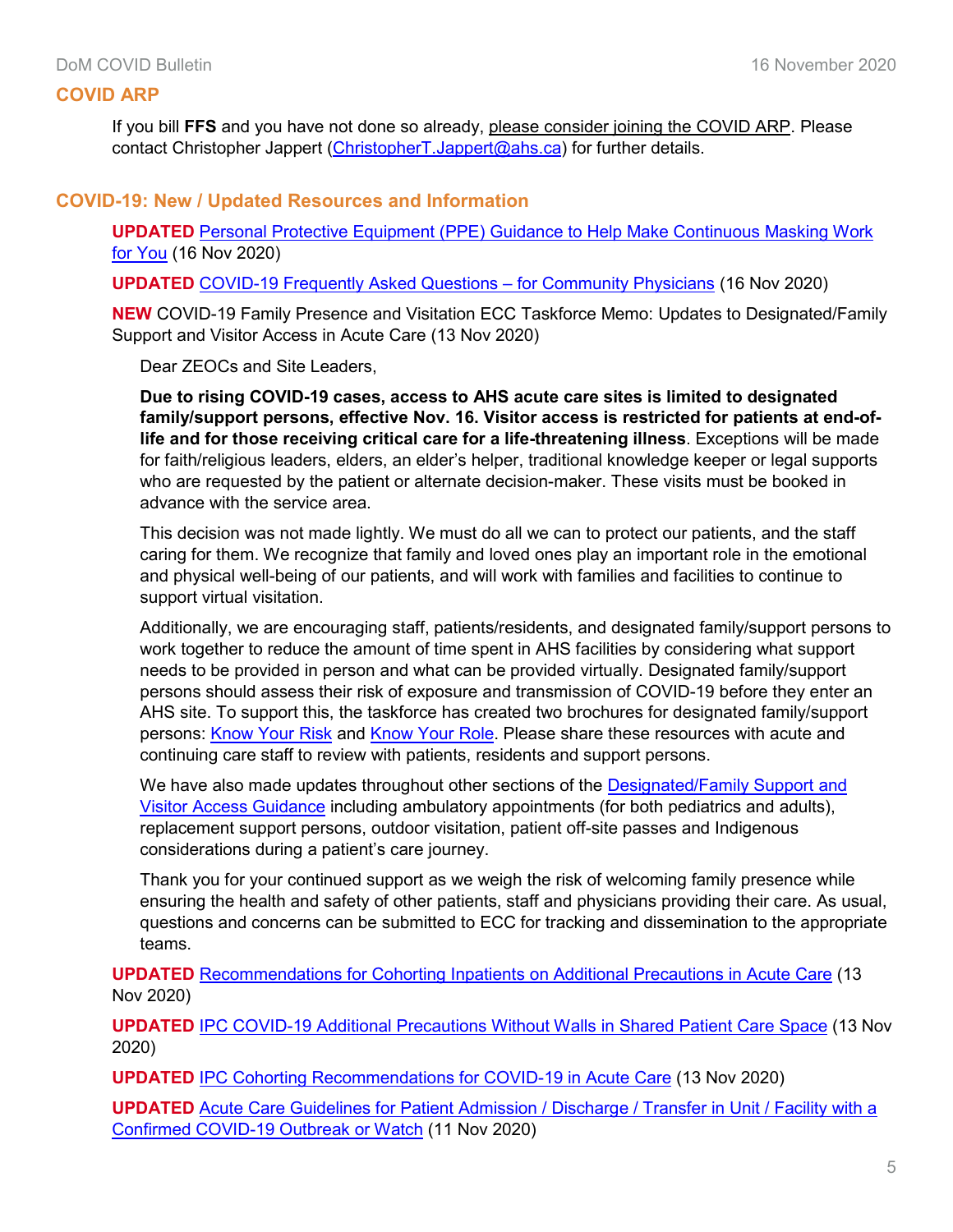## COVID ARP

If you bill **FFS** and you have not done so already, please consider joining the COVID ARP. Please contact Christopher Jappert (ChristopherT.Jappert@ahs.ca) for further details.

## COVID-19: New / Updated Resources and Information

**UPDATED** Personal Protective Equipment (PPE) Guidance to Help Make Continuous Masking Work for You (16 Nov 2020)

**UPDATED** COVID-19 Frequently Asked Questions – for Community Physicians (16 Nov 2020)

**NEW** COVID-19 Family Presence and Visitation ECC Taskforce Memo: Updates to Designated/Family Support and Visitor Access in Acute Care (13 Nov 2020)

> Dear ZEOCs and Site Leaders,
>
> **Due to rising COVID-19 cases, access to AHS acute care sites is limited to designated family/support persons, effective Nov. 16. Visitor access is restricted for patients at end-of-life and for those receiving critical care for a life-threatening illness**. Exceptions will be made for faith/religious leaders, elders, an elder's helper, traditional knowledge keeper or legal supports who are requested by the patient or alternate decision-maker. These visits must be booked in advance with the service area.
>
> This decision was not made lightly. We must do all we can to protect our patients, and the staff caring for them. We recognize that family and loved ones play an important role in the emotional and physical well-being of our patients, and will work with families and facilities to continue to support virtual visitation.
>
> Additionally, we are encouraging staff, patients/residents, and designated family/support persons to work together to reduce the amount of time spent in AHS facilities by considering what support needs to be provided in person and what can be provided virtually. Designated family/support persons should assess their risk of exposure and transmission of COVID-19 before they enter an AHS site. To support this, the taskforce has created two brochures for designated family/support persons: Know Your Risk and Know Your Role. Please share these resources with acute and continuing care staff to review with patients, residents and support persons.
>
> We have also made updates throughout other sections of the Designated/Family Support and Visitor Access Guidance including ambulatory appointments (for both pediatrics and adults), replacement support persons, outdoor visitation, patient off-site passes and Indigenous considerations during a patient's care journey.
>
> Thank you for your continued support as we weigh the risk of welcoming family presence while ensuring the health and safety of other patients, staff and physicians providing their care. As usual, questions and concerns can be submitted to ECC for tracking and dissemination to the appropriate teams.

**UPDATED** Recommendations for Cohorting Inpatients on Additional Precautions in Acute Care (13 Nov 2020)

**UPDATED** IPC COVID-19 Additional Precautions Without Walls in Shared Patient Care Space (13 Nov 2020)

**UPDATED** IPC Cohorting Recommendations for COVID-19 in Acute Care (13 Nov 2020)

**UPDATED** Acute Care Guidelines for Patient Admission / Discharge / Transfer in Unit / Facility with a Confirmed COVID-19 Outbreak or Watch (11 Nov 2020)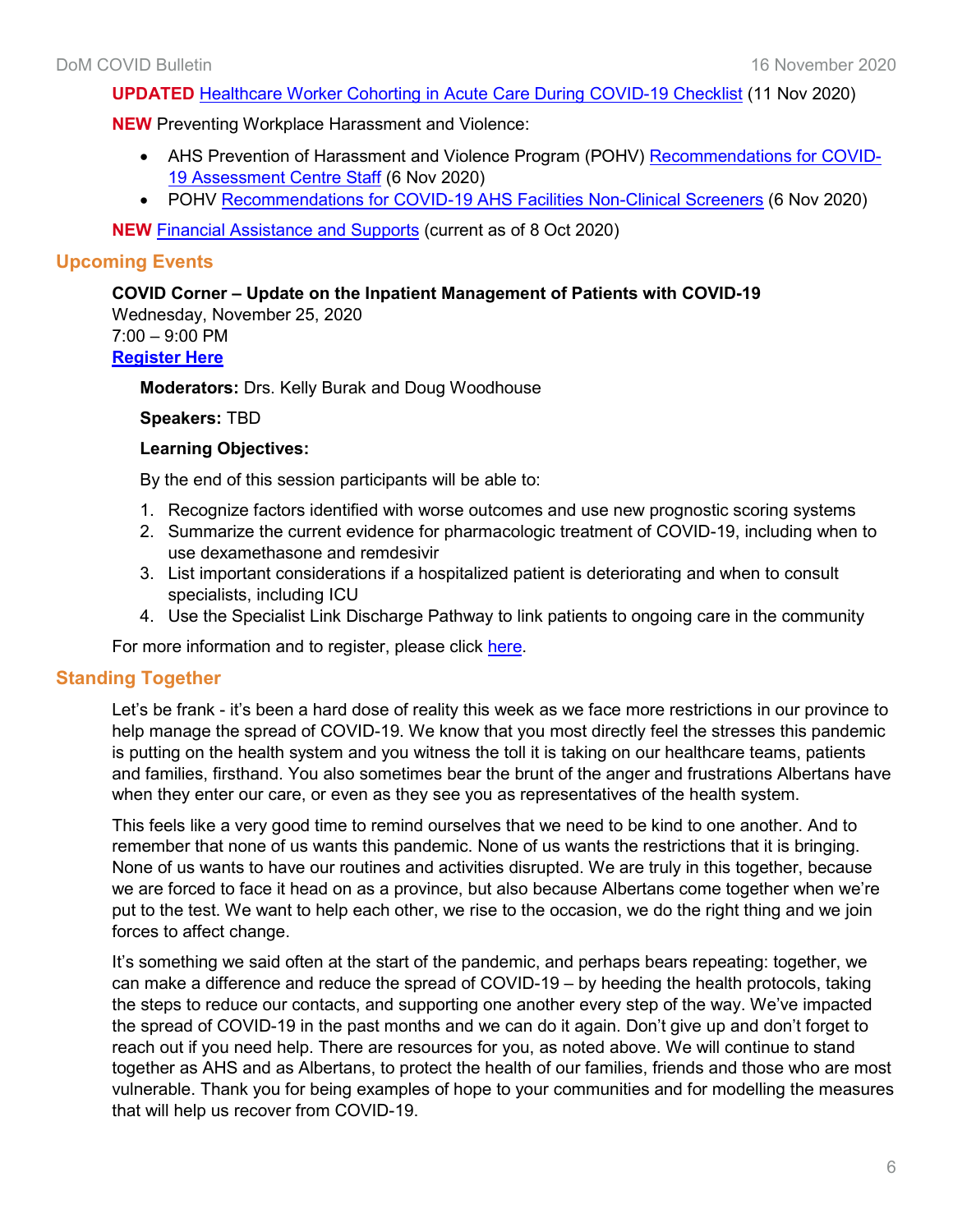**UPDATED** Healthcare Worker Cohorting in Acute Care During COVID-19 Checklist (11 Nov 2020)

**NEW** Preventing Workplace Harassment and Violence:

- AHS Prevention of Harassment and Violence Program (POHV) Recommendations for COVID-19 Assessment Centre Staff (6 Nov 2020)
- POHV Recommendations for COVID-19 AHS Facilities Non-Clinical Screeners (6 Nov 2020)

**NEW** Financial Assistance and Supports (current as of 8 Oct 2020)

## Upcoming Events

**COVID Corner – Update on the Inpatient Management of Patients with COVID-19**
Wednesday, November 25, 2020
7:00 – 9:00 PM
**Register Here**

**Moderators:** Drs. Kelly Burak and Doug Woodhouse

**Speakers:** TBD

**Learning Objectives:**

By the end of this session participants will be able to:

1. Recognize factors identified with worse outcomes and use new prognostic scoring systems
2. Summarize the current evidence for pharmacologic treatment of COVID-19, including when to use dexamethasone and remdesivir
3. List important considerations if a hospitalized patient is deteriorating and when to consult specialists, including ICU
4. Use the Specialist Link Discharge Pathway to link patients to ongoing care in the community

For more information and to register, please click here.

## Standing Together

Let's be frank - it's been a hard dose of reality this week as we face more restrictions in our province to help manage the spread of COVID-19. We know that you most directly feel the stresses this pandemic is putting on the health system and you witness the toll it is taking on our healthcare teams, patients and families, firsthand. You also sometimes bear the brunt of the anger and frustrations Albertans have when they enter our care, or even as they see you as representatives of the health system.

This feels like a very good time to remind ourselves that we need to be kind to one another. And to remember that none of us wants this pandemic. None of us wants the restrictions that it is bringing. None of us wants to have our routines and activities disrupted. We are truly in this together, because we are forced to face it head on as a province, but also because Albertans come together when we're put to the test. We want to help each other, we rise to the occasion, we do the right thing and we join forces to affect change.

It's something we said often at the start of the pandemic, and perhaps bears repeating: together, we can make a difference and reduce the spread of COVID-19 – by heeding the health protocols, taking the steps to reduce our contacts, and supporting one another every step of the way. We've impacted the spread of COVID-19 in the past months and we can do it again. Don't give up and don't forget to reach out if you need help. There are resources for you, as noted above. We will continue to stand together as AHS and as Albertans, to protect the health of our families, friends and those who are most vulnerable. Thank you for being examples of hope to your communities and for modelling the measures that will help us recover from COVID-19.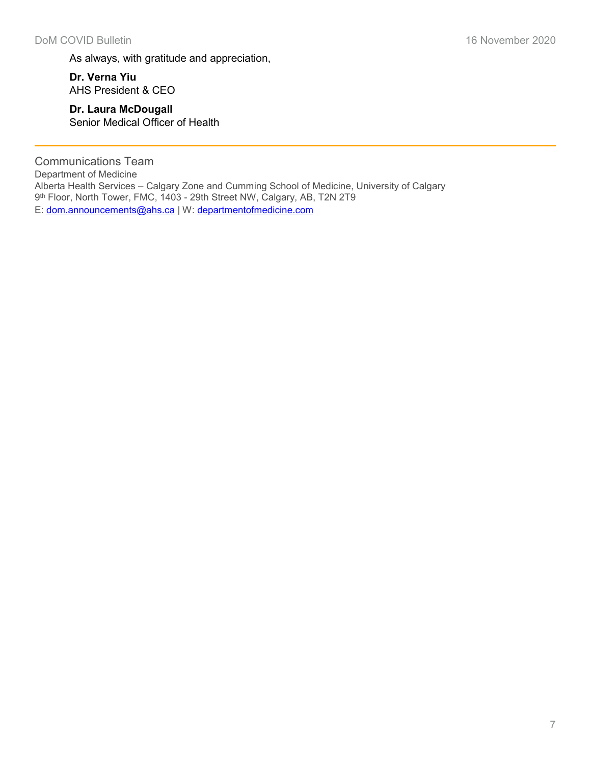As always, with gratitude and appreciation,

**Dr. Verna Yiu**
AHS President & CEO

**Dr. Laura McDougall**
Senior Medical Officer of Health

---

Communications Team
Department of Medicine
Alberta Health Services – Calgary Zone and Cumming School of Medicine, University of Calgary
9th Floor, North Tower, FMC, 1403 - 29th Street NW, Calgary, AB, T2N 2T9
E: dom.announcements@ahs.ca | W: departmentofmedicine.com